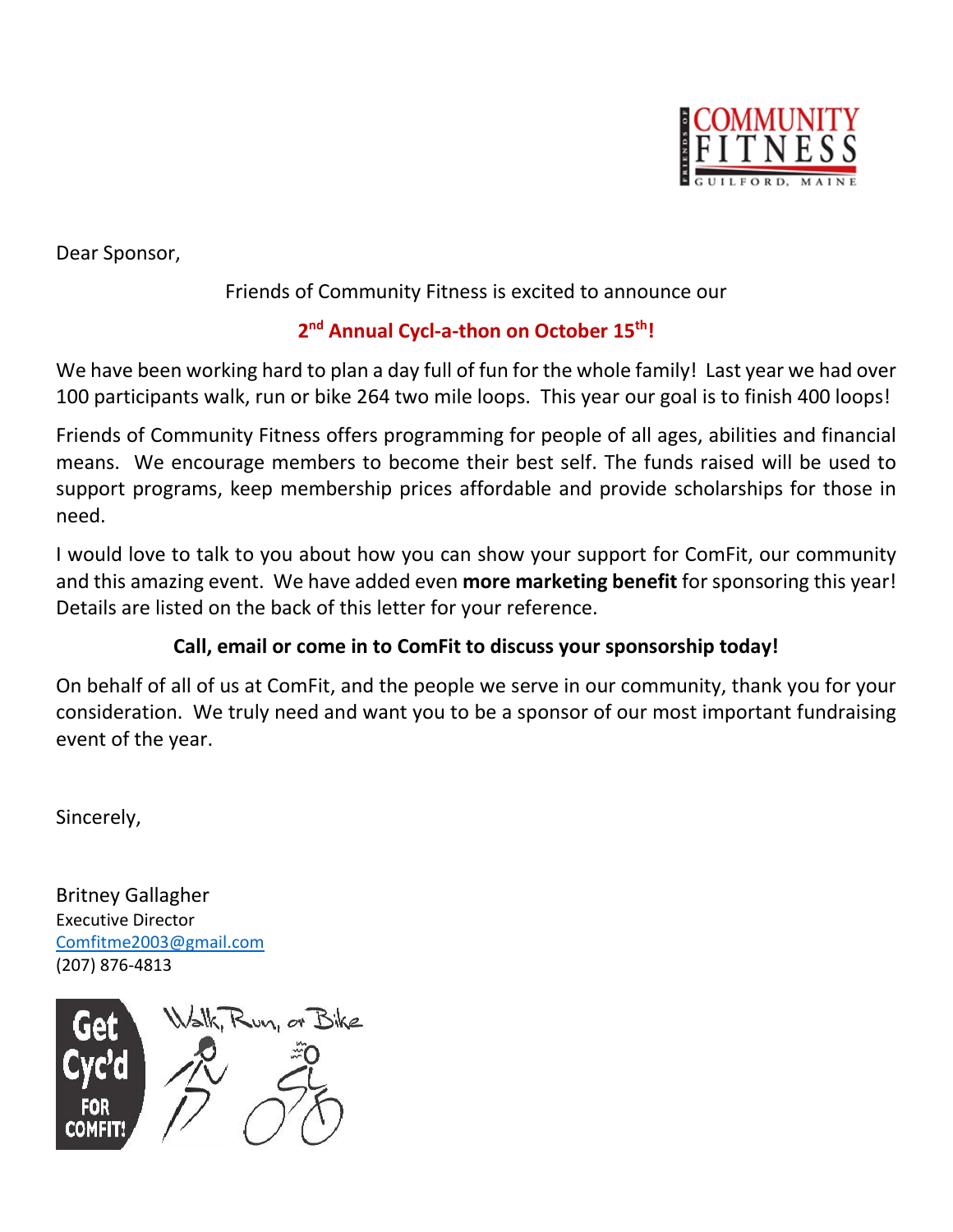FRIENDS OF COMMUNITY FITNESS
GUILFORD, MAINE

Dear Sponsor,

Friends of Community Fitness is excited to announce our

**2nd Annual Cycl-a-thon on October 15th!**

We have been working hard to plan a day full of fun for the whole family! Last year we had over 100 participants walk, run or bike 264 two mile loops. This year our goal is to finish 400 loops!

Friends of Community Fitness offers programming for people of all ages, abilities and financial means. We encourage members to become their best self. The funds raised will be used to support programs, keep membership prices affordable and provide scholarships for those in need.

I would love to talk to you about how you can show your support for ComFit, our community and this amazing event. We have added even **more marketing benefit** for sponsoring this year! Details are listed on the back of this letter for your reference.

**Call, email or come in to ComFit to discuss your sponsorship today!**

On behalf of all of us at ComFit, and the people we serve in our community, thank you for your consideration. We truly need and want you to be a sponsor of our most important fundraising event of the year.

Sincerely,

Britney Gallagher
Executive Director
Comfitme2003@gmail.com
(207) 876-4813

Get Cyc'd FOR COMFIT! Walk, Run, or Bike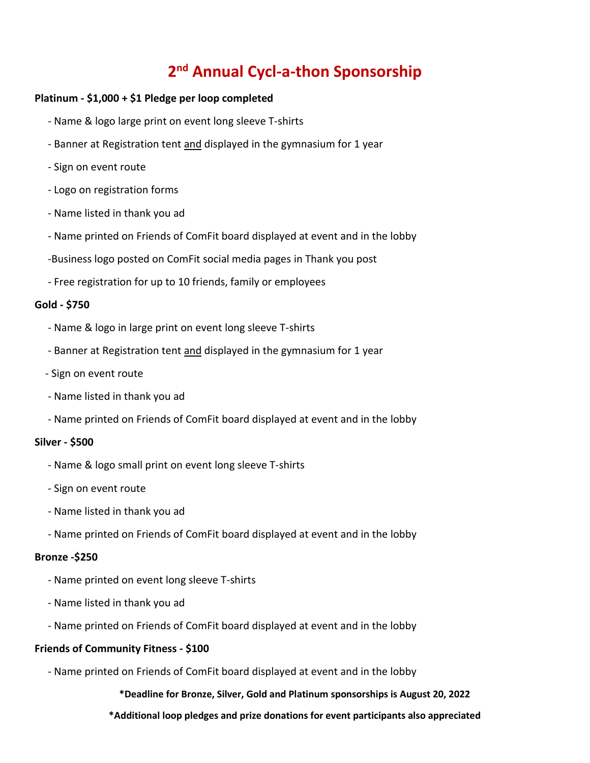# 2nd Annual Cycl-a-thon Sponsorship

**Platinum - $1,000 + $1 Pledge per loop completed**

- Name & logo large print on event long sleeve T-shirts
- Banner at Registration tent <u>and</u> displayed in the gymnasium for 1 year
- Sign on event route
- Logo on registration forms
- Name listed in thank you ad
- Name printed on Friends of ComFit board displayed at event and in the lobby
- Business logo posted on ComFit social media pages in Thank you post
- Free registration for up to 10 friends, family or employees

**Gold - $750**

- Name & logo in large print on event long sleeve T-shirts
- Banner at Registration tent <u>and</u> displayed in the gymnasium for 1 year
- Sign on event route
- Name listed in thank you ad
- Name printed on Friends of ComFit board displayed at event and in the lobby

**Silver - $500**

- Name & logo small print on event long sleeve T-shirts
- Sign on event route
- Name listed in thank you ad
- Name printed on Friends of ComFit board displayed at event and in the lobby

**Bronze -$250**

- Name printed on event long sleeve T-shirts
- Name listed in thank you ad
- Name printed on Friends of ComFit board displayed at event and in the lobby

**Friends of Community Fitness - $100**

- Name printed on Friends of ComFit board displayed at event and in the lobby

**\*Deadline for Bronze, Silver, Gold and Platinum sponsorships is August 20, 2022**

**\*Additional loop pledges and prize donations for event participants also appreciated**